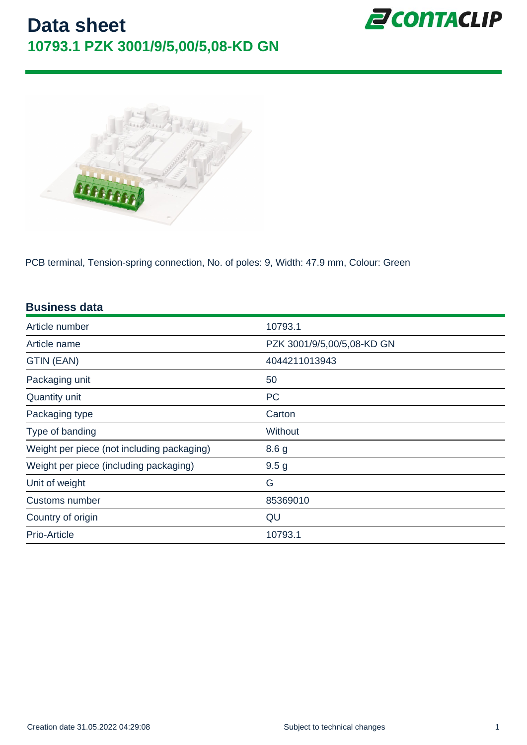# Data sheet

## 10793.1 PZK 3001/9/5,00/5,08-KD GN

PCB terminal, Tension-spring connection, No. of poles: 9, Width: 47.9 mm, Colour: Green

### Business data

| | |
|---|---|
| Article number | 10793.1 |
| Article name | PZK 3001/9/5,00/5,08-KD GN |
| GTIN (EAN) | 4044211013943 |
| Packaging unit | 50 |
| Quantity unit | PC |
| Packaging type | Carton |
| Type of banding | Without |
| Weight per piece (not including packaging) | 8.6 g |
| Weight per piece (including packaging) | 9.5 g |
| Unit of weight | G |
| Customs number | 85369010 |
| Country of origin | QU |
| Prio-Article | 10793.1 |

Creation date 31.05.2022 04:29:08

Subject to technical changes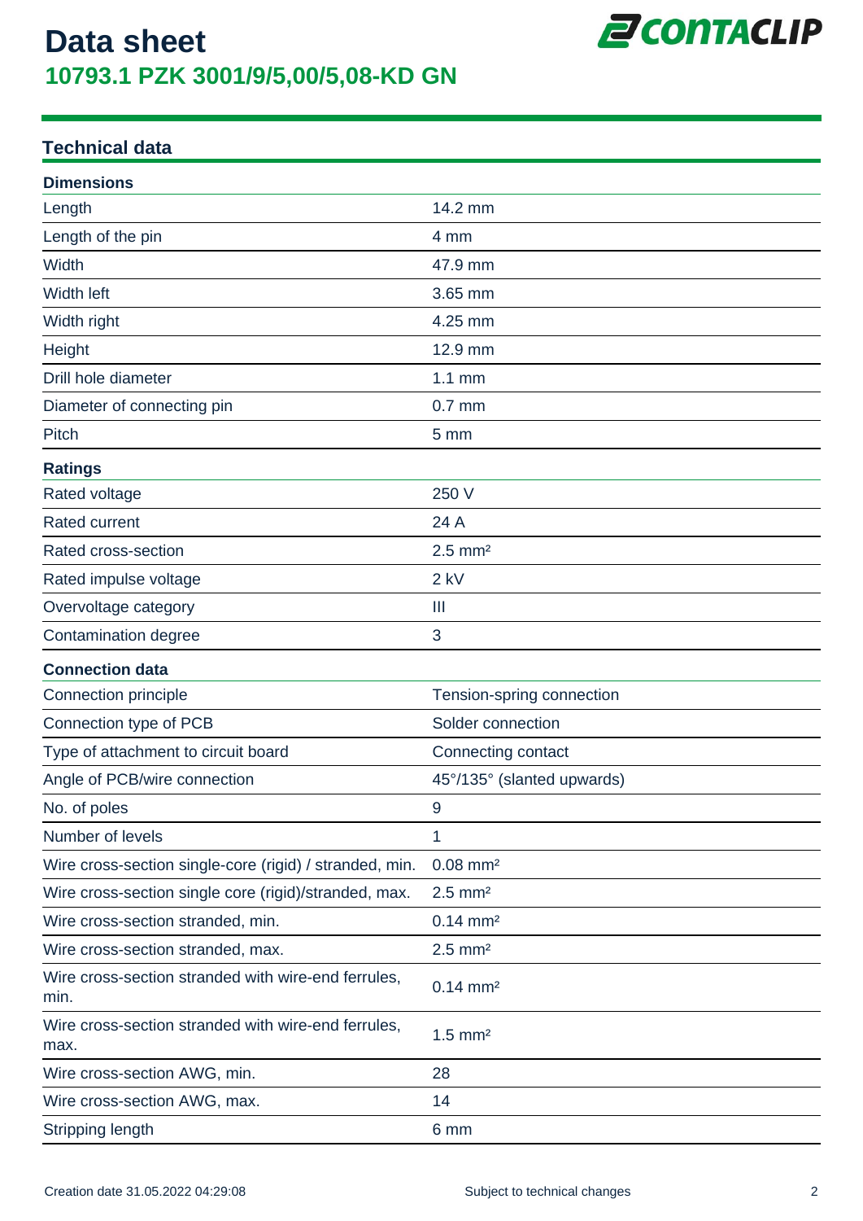# Data sheet

## 10793.1 PZK 3001/9/5,00/5,08-KD GN

### Technical data

| **Dimensions** | |
|---|---|
| Length | 14.2 mm |
| Length of the pin | 4 mm |
| Width | 47.9 mm |
| Width left | 3.65 mm |
| Width right | 4.25 mm |
| Height | 12.9 mm |
| Drill hole diameter | 1.1 mm |
| Diameter of connecting pin | 0.7 mm |
| Pitch | 5 mm |

| **Ratings** | |
|---|---|
| Rated voltage | 250 V |
| Rated current | 24 A |
| Rated cross-section | 2.5 mm² |
| Rated impulse voltage | 2 kV |
| Overvoltage category | III |
| Contamination degree | 3 |

| **Connection data** | |
|---|---|
| Connection principle | Tension-spring connection |
| Connection type of PCB | Solder connection |
| Type of attachment to circuit board | Connecting contact |
| Angle of PCB/wire connection | 45°/135° (slanted upwards) |
| No. of poles | 9 |
| Number of levels | 1 |
| Wire cross-section single-core (rigid) / stranded, min. | 0.08 mm² |
| Wire cross-section single core (rigid)/stranded, max. | 2.5 mm² |
| Wire cross-section stranded, min. | 0.14 mm² |
| Wire cross-section stranded, max. | 2.5 mm² |
| Wire cross-section stranded with wire-end ferrules, min. | 0.14 mm² |
| Wire cross-section stranded with wire-end ferrules, max. | 1.5 mm² |
| Wire cross-section AWG, min. | 28 |
| Wire cross-section AWG, max. | 14 |
| Stripping length | 6 mm |

Creation date 31.05.2022 04:29:08

Subject to technical changes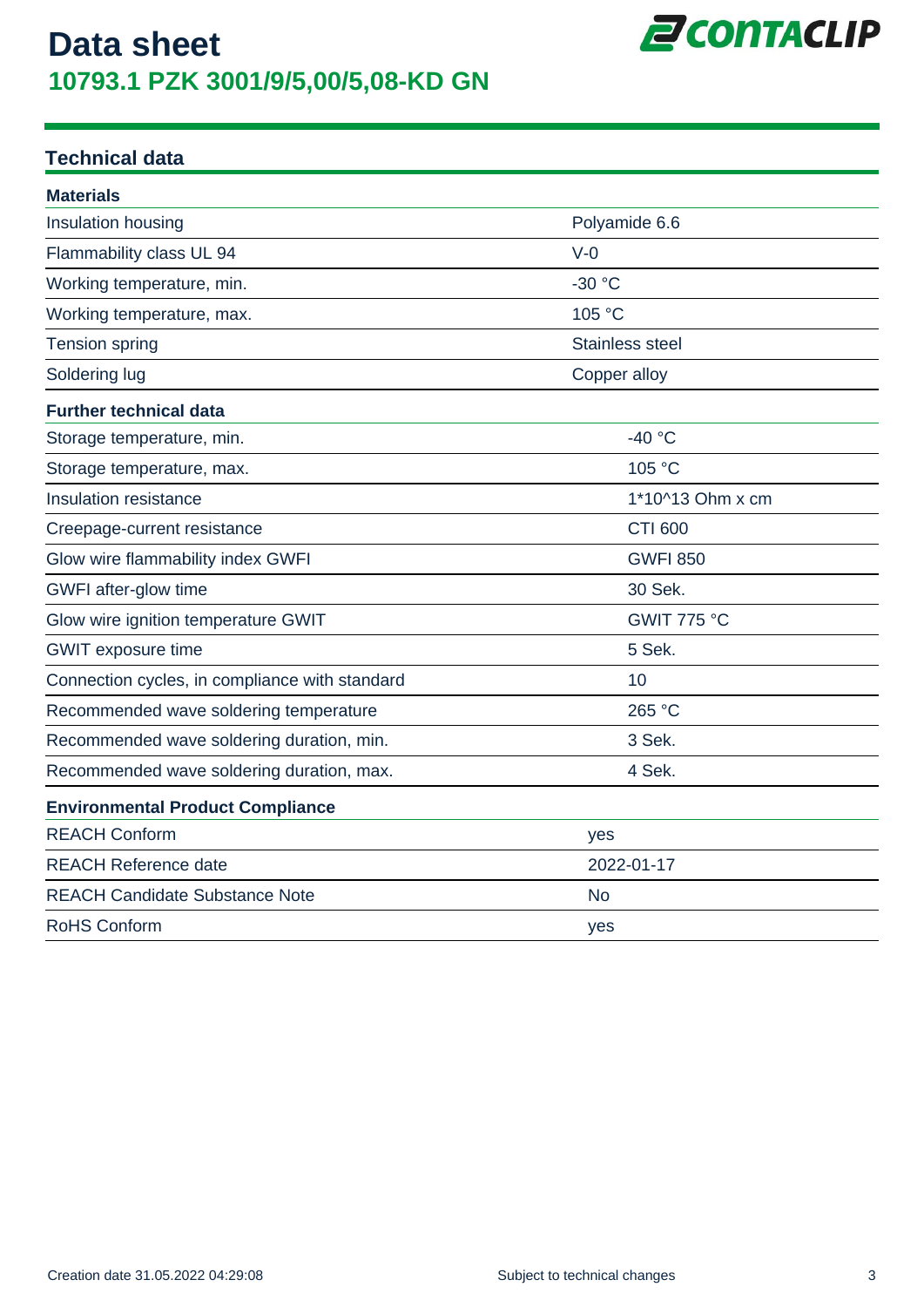# Data sheet

## 10793.1 PZK 3001/9/5,00/5,08-KD GN

## Technical data

### Materials

| | |
|---|---|
| Insulation housing | Polyamide 6.6 |
| Flammability class UL 94 | V-0 |
| Working temperature, min. | -30 °C |
| Working temperature, max. | 105 °C |
| Tension spring | Stainless steel |
| Soldering lug | Copper alloy |

### Further technical data

| | |
|---|---|
| Storage temperature, min. | -40 °C |
| Storage temperature, max. | 105 °C |
| Insulation resistance | 1*10^13 Ohm x cm |
| Creepage-current resistance | CTI 600 |
| Glow wire flammability index GWFI | GWFI 850 |
| GWFI after-glow time | 30 Sek. |
| Glow wire ignition temperature GWIT | GWIT 775 °C |
| GWIT exposure time | 5 Sek. |
| Connection cycles, in compliance with standard | 10 |
| Recommended wave soldering temperature | 265 °C |
| Recommended wave soldering duration, min. | 3 Sek. |
| Recommended wave soldering duration, max. | 4 Sek. |

### Environmental Product Compliance

| | |
|---|---|
| REACH Conform | yes |
| REACH Reference date | 2022-01-17 |
| REACH Candidate Substance Note | No |
| RoHS Conform | yes |

Creation date 31.05.2022 04:29:08 Subject to technical changes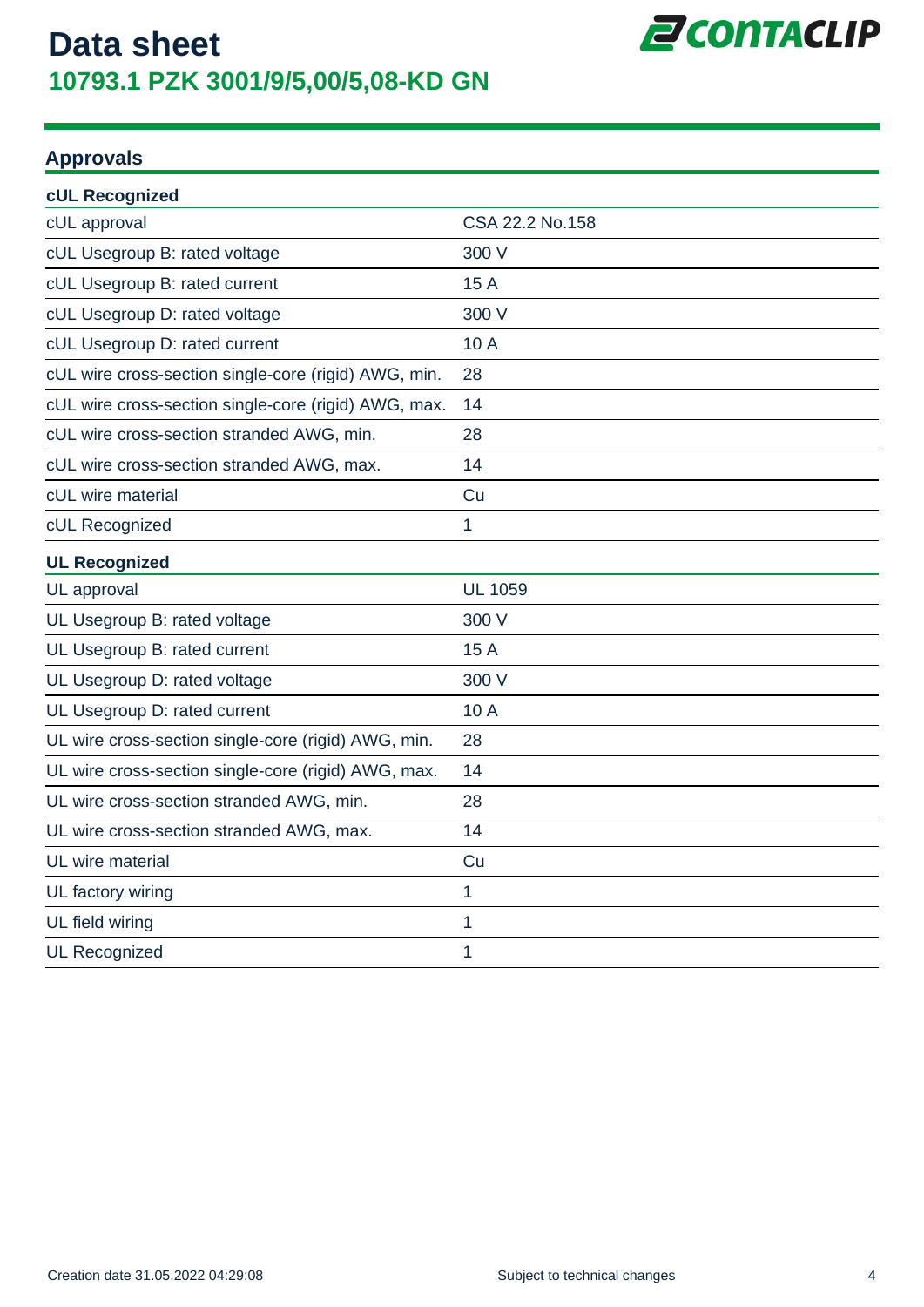# Data sheet

## 10793.1 PZK 3001/9/5,00/5,08-KD GN

## Approvals

| cUL Recognized | |
|---|---|
| cUL approval | CSA 22.2 No.158 |
| cUL Usegroup B: rated voltage | 300 V |
| cUL Usegroup B: rated current | 15 A |
| cUL Usegroup D: rated voltage | 300 V |
| cUL Usegroup D: rated current | 10 A |
| cUL wire cross-section single-core (rigid) AWG, min. | 28 |
| cUL wire cross-section single-core (rigid) AWG, max. | 14 |
| cUL wire cross-section stranded AWG, min. | 28 |
| cUL wire cross-section stranded AWG, max. | 14 |
| cUL wire material | Cu |
| cUL Recognized | 1 |

| UL Recognized | |
|---|---|
| UL approval | UL 1059 |
| UL Usegroup B: rated voltage | 300 V |
| UL Usegroup B: rated current | 15 A |
| UL Usegroup D: rated voltage | 300 V |
| UL Usegroup D: rated current | 10 A |
| UL wire cross-section single-core (rigid) AWG, min. | 28 |
| UL wire cross-section single-core (rigid) AWG, max. | 14 |
| UL wire cross-section stranded AWG, min. | 28 |
| UL wire cross-section stranded AWG, max. | 14 |
| UL wire material | Cu |
| UL factory wiring | 1 |
| UL field wiring | 1 |
| UL Recognized | 1 |

Creation date 31.05.2022 04:29:08

Subject to technical changes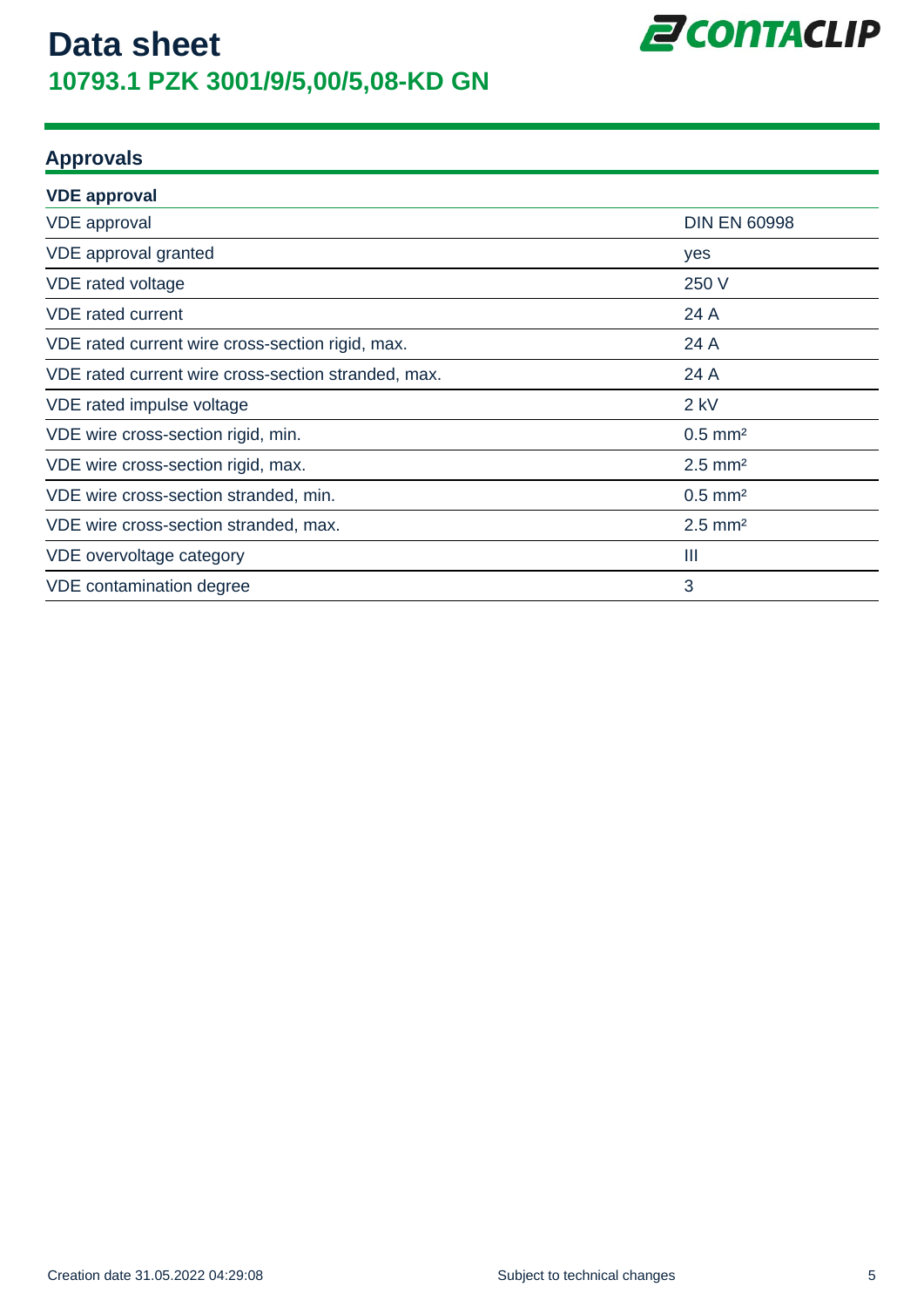# Data sheet

## 10793.1 PZK 3001/9/5,00/5,08-KD GN

## Approvals

| VDE approval | |
|---|---|
| VDE approval | DIN EN 60998 |
| VDE approval granted | yes |
| VDE rated voltage | 250 V |
| VDE rated current | 24 A |
| VDE rated current wire cross-section rigid, max. | 24 A |
| VDE rated current wire cross-section stranded, max. | 24 A |
| VDE rated impulse voltage | 2 kV |
| VDE wire cross-section rigid, min. | 0.5 mm² |
| VDE wire cross-section rigid, max. | 2.5 mm² |
| VDE wire cross-section stranded, min. | 0.5 mm² |
| VDE wire cross-section stranded, max. | 2.5 mm² |
| VDE overvoltage category | III |
| VDE contamination degree | 3 |

Creation date 31.05.2022 04:29:08

Subject to technical changes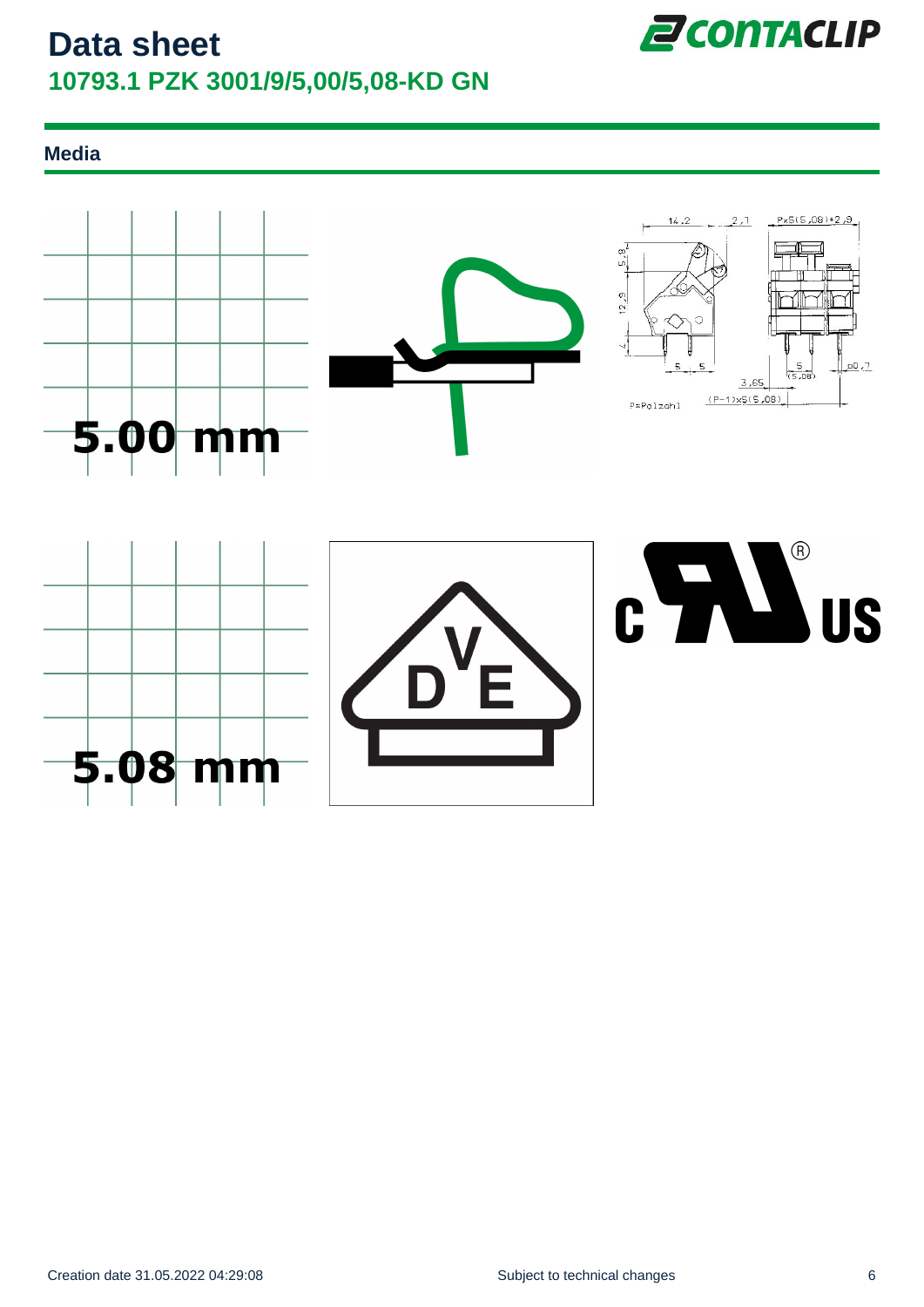# Data sheet

## 10793.1 PZK 3001/9/5,00/5,08-KD GN

### Media

5.00 mm

14,2 2,7 Px5(5,08)+2,9

5,8 12,9 4

5 5 3,65 5 (5,08) □0,7

P=Polzahl (P-1)x5(5,08)

5.08 mm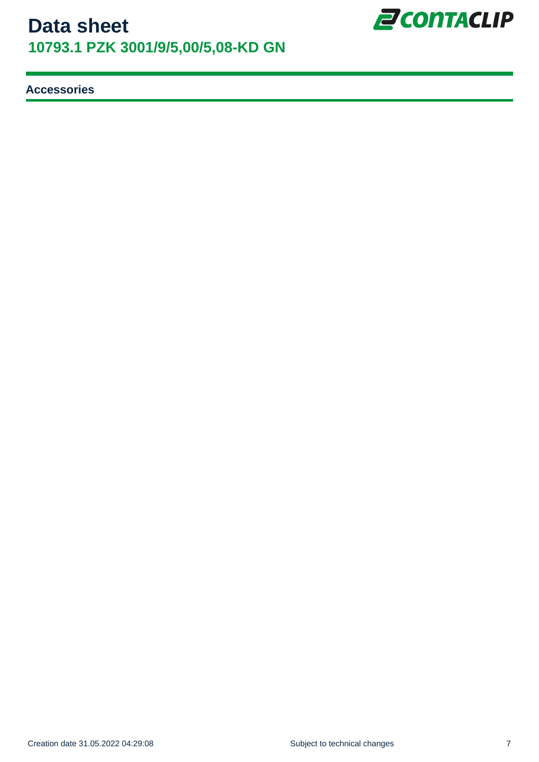# Data sheet

## 10793.1 PZK 3001/9/5,00/5,08-KD GN

### Accessories